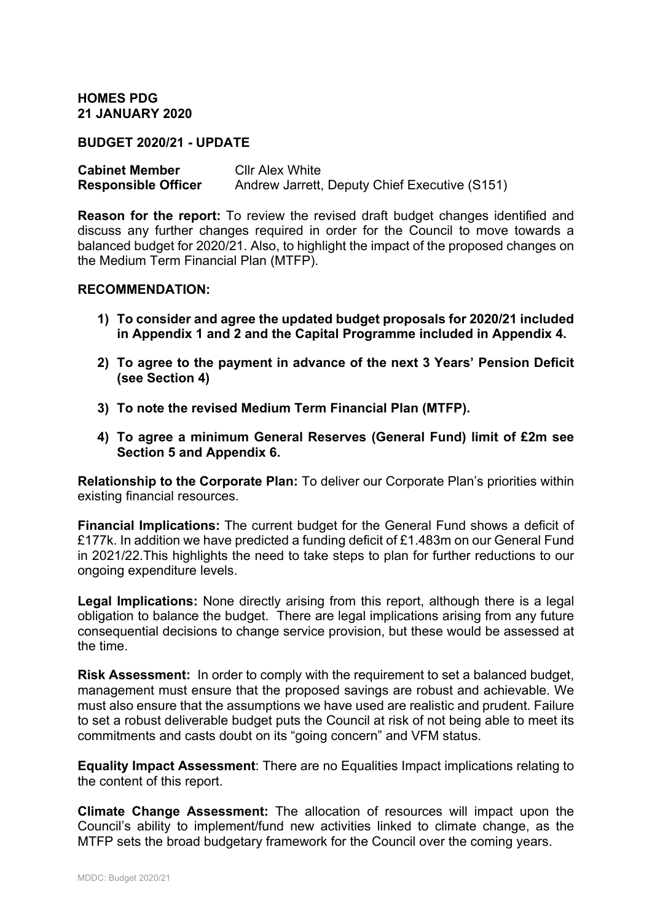**HOMES PDG**
**21 JANUARY 2020**

**BUDGET 2020/21 - UPDATE**

**Cabinet Member** Cllr Alex White
**Responsible Officer** Andrew Jarrett, Deputy Chief Executive (S151)

**Reason for the report:** To review the revised draft budget changes identified and discuss any further changes required in order for the Council to move towards a balanced budget for 2020/21. Also, to highlight the impact of the proposed changes on the Medium Term Financial Plan (MTFP).

**RECOMMENDATION:**

1) **To consider and agree the updated budget proposals for 2020/21 included in Appendix 1 and 2 and the Capital Programme included in Appendix 4.**

2) **To agree to the payment in advance of the next 3 Years' Pension Deficit (see Section 4)**

3) **To note the revised Medium Term Financial Plan (MTFP).**

4) **To agree a minimum General Reserves (General Fund) limit of £2m see Section 5 and Appendix 6.**

**Relationship to the Corporate Plan:** To deliver our Corporate Plan's priorities within existing financial resources.

**Financial Implications:** The current budget for the General Fund shows a deficit of £177k. In addition we have predicted a funding deficit of £1.483m on our General Fund in 2021/22.This highlights the need to take steps to plan for further reductions to our ongoing expenditure levels.

**Legal Implications:** None directly arising from this report, although there is a legal obligation to balance the budget. There are legal implications arising from any future consequential decisions to change service provision, but these would be assessed at the time.

**Risk Assessment:** In order to comply with the requirement to set a balanced budget, management must ensure that the proposed savings are robust and achievable. We must also ensure that the assumptions we have used are realistic and prudent. Failure to set a robust deliverable budget puts the Council at risk of not being able to meet its commitments and casts doubt on its "going concern" and VFM status.

**Equality Impact Assessment**: There are no Equalities Impact implications relating to the content of this report.

**Climate Change Assessment:** The allocation of resources will impact upon the Council's ability to implement/fund new activities linked to climate change, as the MTFP sets the broad budgetary framework for the Council over the coming years.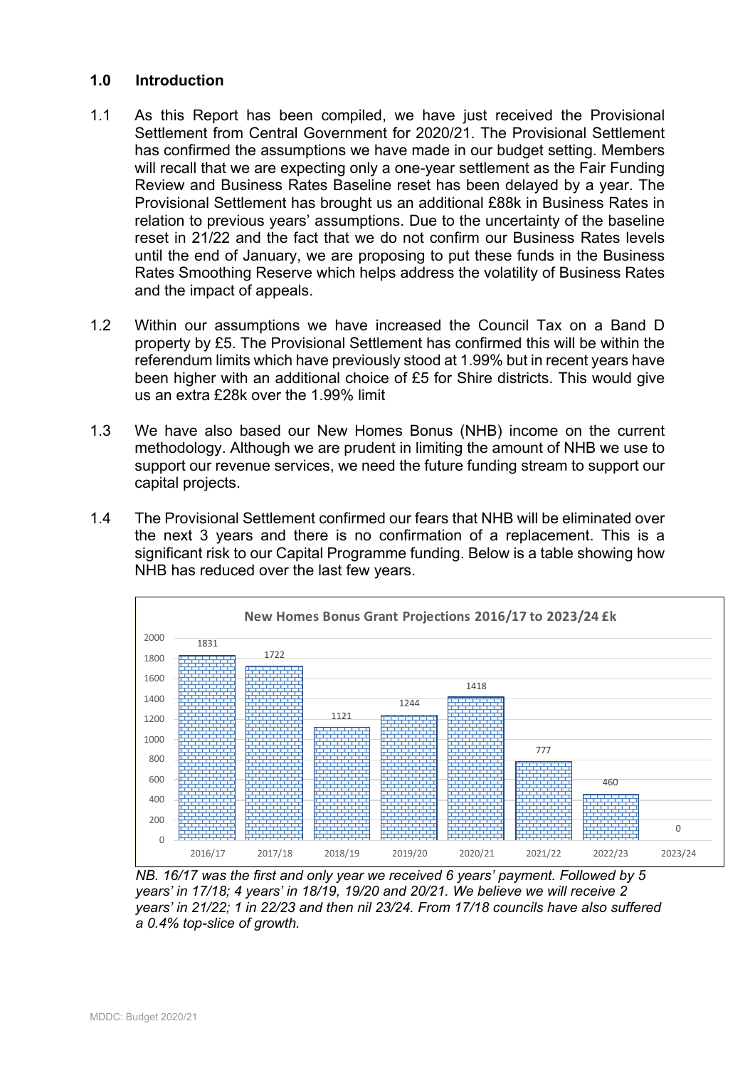## 1.0 Introduction

1.1 As this Report has been compiled, we have just received the Provisional Settlement from Central Government for 2020/21. The Provisional Settlement has confirmed the assumptions we have made in our budget setting. Members will recall that we are expecting only a one-year settlement as the Fair Funding Review and Business Rates Baseline reset has been delayed by a year. The Provisional Settlement has brought us an additional £88k in Business Rates in relation to previous years' assumptions. Due to the uncertainty of the baseline reset in 21/22 and the fact that we do not confirm our Business Rates levels until the end of January, we are proposing to put these funds in the Business Rates Smoothing Reserve which helps address the volatility of Business Rates and the impact of appeals.

1.2 Within our assumptions we have increased the Council Tax on a Band D property by £5. The Provisional Settlement has confirmed this will be within the referendum limits which have previously stood at 1.99% but in recent years have been higher with an additional choice of £5 for Shire districts. This would give us an extra £28k over the 1.99% limit

1.3 We have also based our New Homes Bonus (NHB) income on the current methodology. Although we are prudent in limiting the amount of NHB we use to support our revenue services, we need the future funding stream to support our capital projects.

1.4 The Provisional Settlement confirmed our fears that NHB will be eliminated over the next 3 years and there is no confirmation of a replacement. This is a significant risk to our Capital Programme funding. Below is a table showing how NHB has reduced over the last few years.

**New Homes Bonus Grant Projections 2016/17 to 2023/24 £k**

| 2016/17 | 2017/18 | 2018/19 | 2019/20 | 2020/21 | 2021/22 | 2022/23 | 2023/24 |
|---|---|---|---|---|---|---|---|
| 1831 | 1722 | 1121 | 1244 | 1418 | 777 | 460 | 0 |

*NB. 16/17 was the first and only year we received 6 years' payment. Followed by 5 years' in 17/18; 4 years' in 18/19, 19/20 and 20/21. We believe we will receive 2 years' in 21/22; 1 in 22/23 and then nil 23/24. From 17/18 councils have also suffered a 0.4% top-slice of growth.*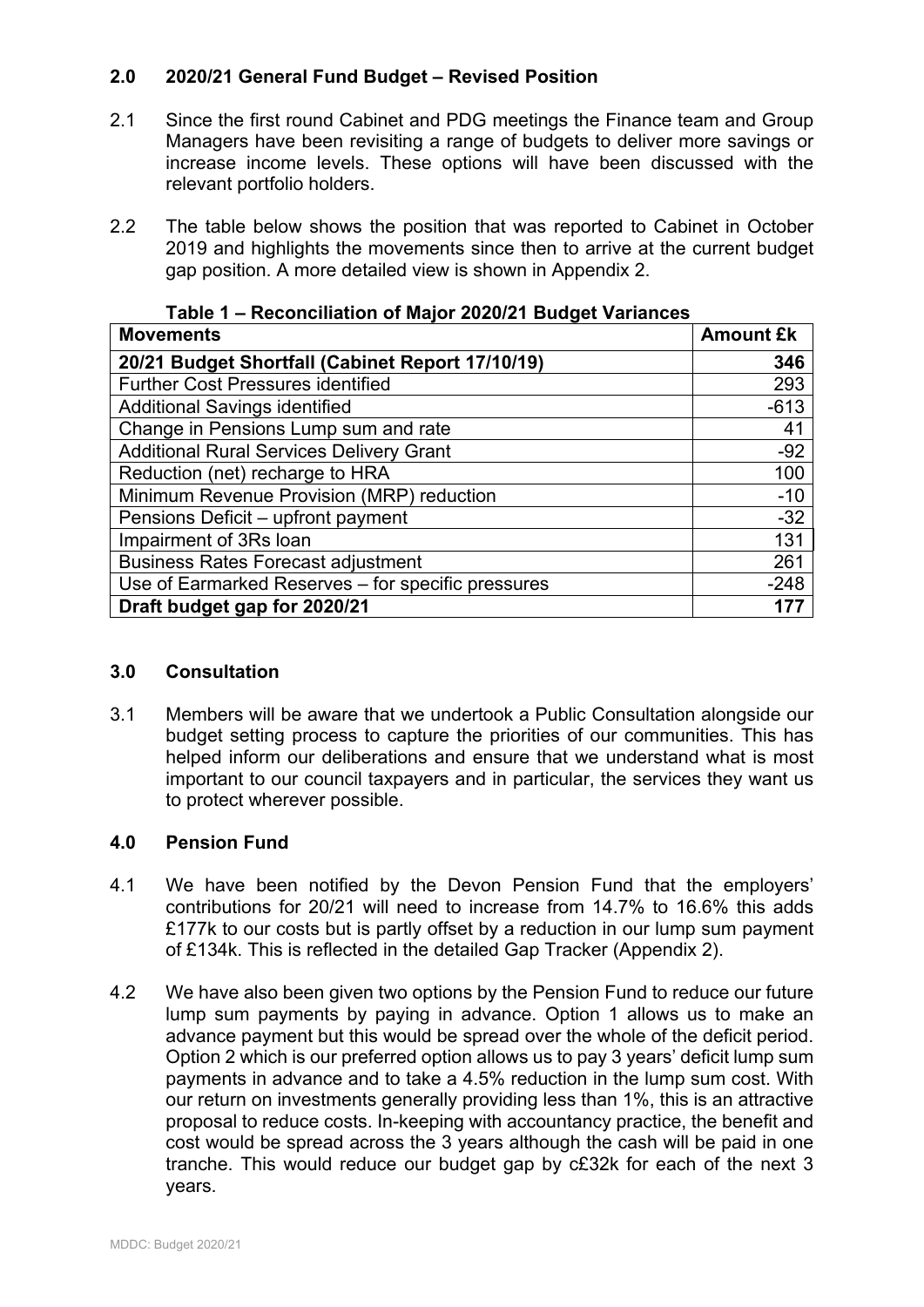## 2.0 2020/21 General Fund Budget – Revised Position

2.1 Since the first round Cabinet and PDG meetings the Finance team and Group Managers have been revisiting a range of budgets to deliver more savings or increase income levels. These options will have been discussed with the relevant portfolio holders.

2.2 The table below shows the position that was reported to Cabinet in October 2019 and highlights the movements since then to arrive at the current budget gap position. A more detailed view is shown in Appendix 2.

**Table 1 – Reconciliation of Major 2020/21 Budget Variances**

| Movements | Amount £k |
|---|---:|
| **20/21 Budget Shortfall (Cabinet Report 17/10/19)** | **346** |
| Further Cost Pressures identified | 293 |
| Additional Savings identified | -613 |
| Change in Pensions Lump sum and rate | 41 |
| Additional Rural Services Delivery Grant | -92 |
| Reduction (net) recharge to HRA | 100 |
| Minimum Revenue Provision (MRP) reduction | -10 |
| Pensions Deficit – upfront payment | -32 |
| Impairment of 3Rs loan | 131 |
| Business Rates Forecast adjustment | 261 |
| Use of Earmarked Reserves – for specific pressures | -248 |
| **Draft budget gap for 2020/21** | **177** |

## 3.0 Consultation

3.1 Members will be aware that we undertook a Public Consultation alongside our budget setting process to capture the priorities of our communities. This has helped inform our deliberations and ensure that we understand what is most important to our council taxpayers and in particular, the services they want us to protect wherever possible.

## 4.0 Pension Fund

4.1 We have been notified by the Devon Pension Fund that the employers' contributions for 20/21 will need to increase from 14.7% to 16.6% this adds £177k to our costs but is partly offset by a reduction in our lump sum payment of £134k. This is reflected in the detailed Gap Tracker (Appendix 2).

4.2 We have also been given two options by the Pension Fund to reduce our future lump sum payments by paying in advance. Option 1 allows us to make an advance payment but this would be spread over the whole of the deficit period. Option 2 which is our preferred option allows us to pay 3 years' deficit lump sum payments in advance and to take a 4.5% reduction in the lump sum cost. With our return on investments generally providing less than 1%, this is an attractive proposal to reduce costs. In-keeping with accountancy practice, the benefit and cost would be spread across the 3 years although the cash will be paid in one tranche. This would reduce our budget gap by c£32k for each of the next 3 years.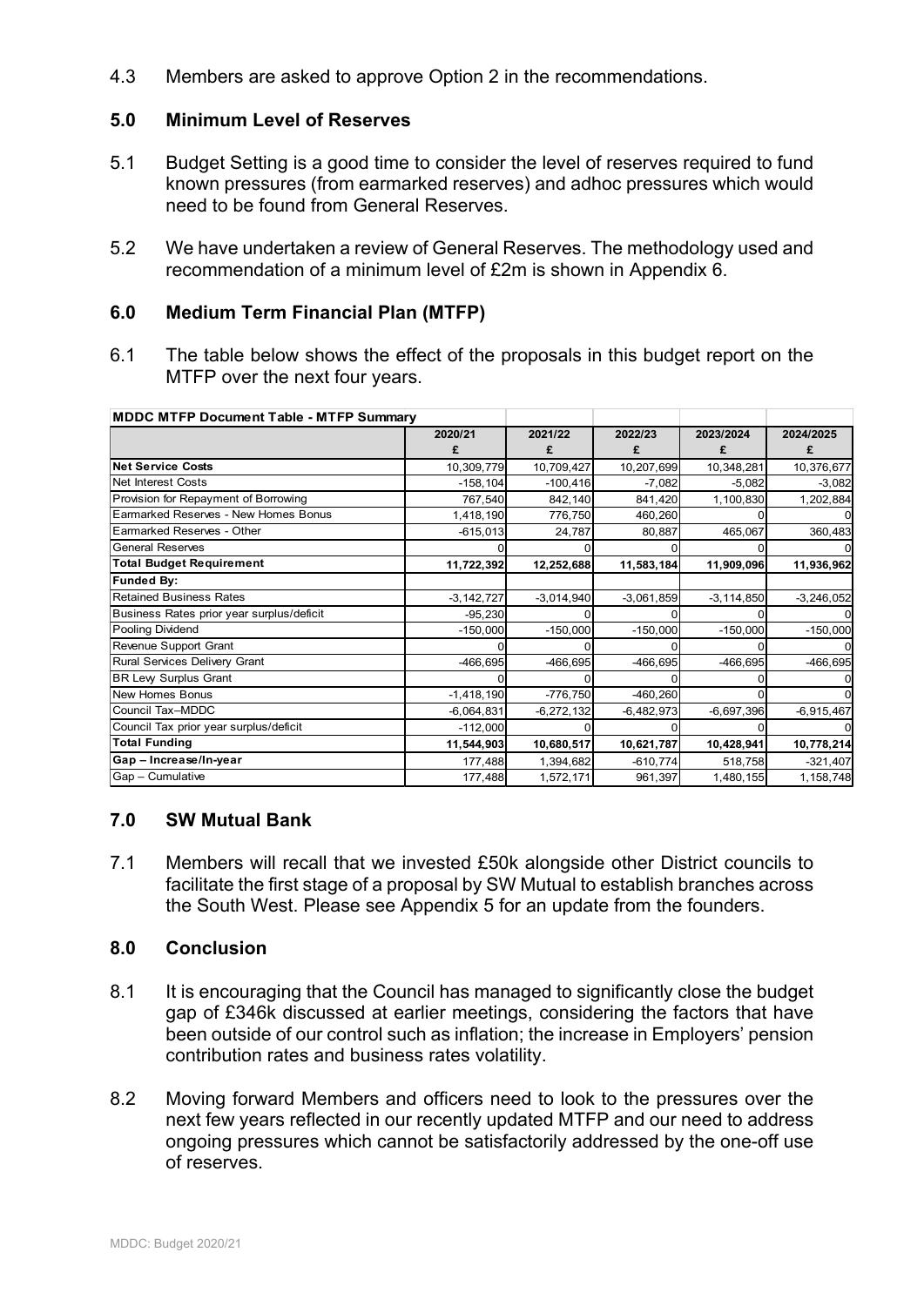4.3 Members are asked to approve Option 2 in the recommendations.

## 5.0 Minimum Level of Reserves

5.1 Budget Setting is a good time to consider the level of reserves required to fund known pressures (from earmarked reserves) and adhoc pressures which would need to be found from General Reserves.

5.2 We have undertaken a review of General Reserves. The methodology used and recommendation of a minimum level of £2m is shown in Appendix 6.

## 6.0 Medium Term Financial Plan (MTFP)

6.1 The table below shows the effect of the proposals in this budget report on the MTFP over the next four years.

| MDDC MTFP Document Table - MTFP Summary | | | | | |
|---|---|---|---|---|---|
| | 2020/21<br>£ | 2021/22<br>£ | 2022/23<br>£ | 2023/2024<br>£ | 2024/2025<br>£ |
| **Net Service Costs** | 10,309,779 | 10,709,427 | 10,207,699 | 10,348,281 | 10,376,677 |
| Net Interest Costs | -158,104 | -100,416 | -7,082 | -5,082 | -3,082 |
| Provision for Repayment of Borrowing | 767,540 | 842,140 | 841,420 | 1,100,830 | 1,202,884 |
| Earmarked Reserves - New Homes Bonus | 1,418,190 | 776,750 | 460,260 | 0 | 0 |
| Earmarked Reserves - Other | -615,013 | 24,787 | 80,887 | 465,067 | 360,483 |
| General Reserves | 0 | 0 | 0 | 0 | 0 |
| **Total Budget Requirement** | **11,722,392** | **12,252,688** | **11,583,184** | **11,909,096** | **11,936,962** |
| **Funded By:** | | | | | |
| Retained Business Rates | -3,142,727 | -3,014,940 | -3,061,859 | -3,114,850 | -3,246,052 |
| Business Rates prior year surplus/deficit | -95,230 | 0 | 0 | 0 | 0 |
| Pooling Dividend | -150,000 | -150,000 | -150,000 | -150,000 | -150,000 |
| Revenue Support Grant | 0 | 0 | 0 | 0 | 0 |
| Rural Services Delivery Grant | -466,695 | -466,695 | -466,695 | -466,695 | -466,695 |
| BR Levy Surplus Grant | 0 | 0 | 0 | 0 | 0 |
| New Homes Bonus | -1,418,190 | -776,750 | -460,260 | 0 | 0 |
| Council Tax–MDDC | -6,064,831 | -6,272,132 | -6,482,973 | -6,697,396 | -6,915,467 |
| Council Tax prior year surplus/deficit | -112,000 | 0 | 0 | 0 | 0 |
| **Total Funding** | **11,544,903** | **10,680,517** | **10,621,787** | **10,428,941** | **10,778,214** |
| **Gap – Increase/In-year** | 177,488 | 1,394,682 | -610,774 | 518,758 | -321,407 |
| Gap – Cumulative | 177,488 | 1,572,171 | 961,397 | 1,480,155 | 1,158,748 |

## 7.0 SW Mutual Bank

7.1 Members will recall that we invested £50k alongside other District councils to facilitate the first stage of a proposal by SW Mutual to establish branches across the South West. Please see Appendix 5 for an update from the founders.

## 8.0 Conclusion

8.1 It is encouraging that the Council has managed to significantly close the budget gap of £346k discussed at earlier meetings, considering the factors that have been outside of our control such as inflation; the increase in Employers' pension contribution rates and business rates volatility.

8.2 Moving forward Members and officers need to look to the pressures over the next few years reflected in our recently updated MTFP and our need to address ongoing pressures which cannot be satisfactorily addressed by the one-off use of reserves.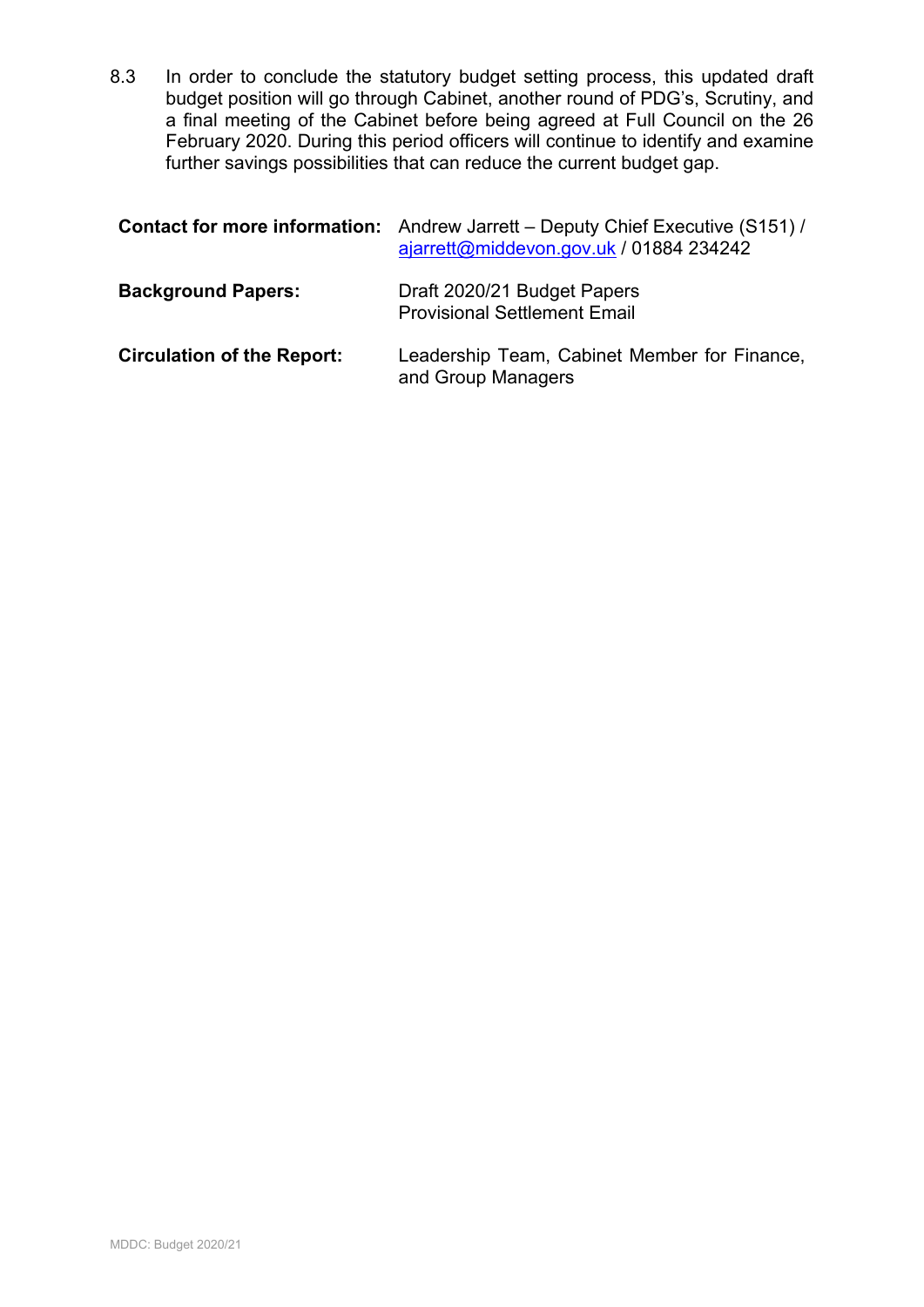8.3 In order to conclude the statutory budget setting process, this updated draft budget position will go through Cabinet, another round of PDG's, Scrutiny, and a final meeting of the Cabinet before being agreed at Full Council on the 26 February 2020. During this period officers will continue to identify and examine further savings possibilities that can reduce the current budget gap.

| | |
|---|---|
| **Contact for more information:** | Andrew Jarrett – Deputy Chief Executive (S151) / ajarrett@middevon.gov.uk / 01884 234242 |
| **Background Papers:** | Draft 2020/21 Budget Papers<br>Provisional Settlement Email |
| **Circulation of the Report:** | Leadership Team, Cabinet Member for Finance, and Group Managers |